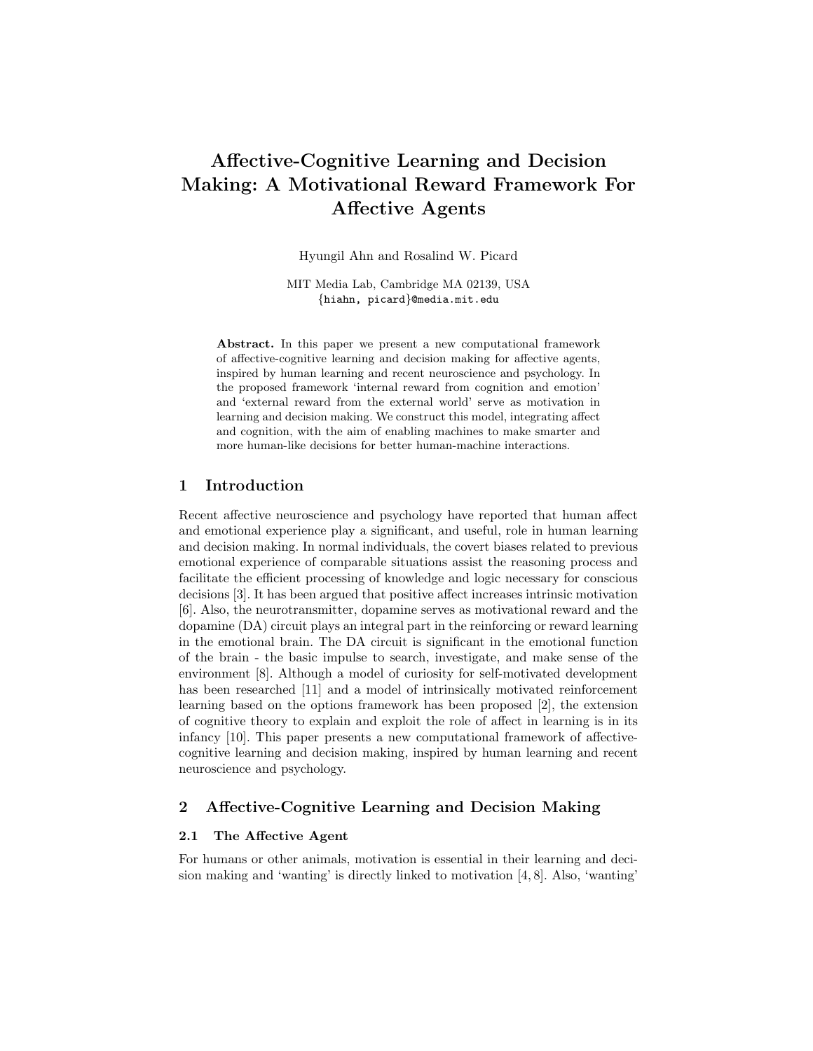# Affective-Cognitive Learning and Decision Making: A Motivational Reward Framework For Affective Agents

Hyungil Ahn and Rosalind W. Picard

MIT Media Lab, Cambridge MA 02139, USA
{hiahn, picard}@media.mit.edu

**Abstract.** In this paper we present a new computational framework of affective-cognitive learning and decision making for affective agents, inspired by human learning and recent neuroscience and psychology. In the proposed framework 'internal reward from cognition and emotion' and 'external reward from the external world' serve as motivation in learning and decision making. We construct this model, integrating affect and cognition, with the aim of enabling machines to make smarter and more human-like decisions for better human-machine interactions.

## 1 Introduction

Recent affective neuroscience and psychology have reported that human affect and emotional experience play a significant, and useful, role in human learning and decision making. In normal individuals, the covert biases related to previous emotional experience of comparable situations assist the reasoning process and facilitate the efficient processing of knowledge and logic necessary for conscious decisions [3]. It has been argued that positive affect increases intrinsic motivation [6]. Also, the neurotransmitter, dopamine serves as motivational reward and the dopamine (DA) circuit plays an integral part in the reinforcing or reward learning in the emotional brain. The DA circuit is significant in the emotional function of the brain - the basic impulse to search, investigate, and make sense of the environment [8]. Although a model of curiosity for self-motivated development has been researched [11] and a model of intrinsically motivated reinforcement learning based on the options framework has been proposed [2], the extension of cognitive theory to explain and exploit the role of affect in learning is in its infancy [10]. This paper presents a new computational framework of affective-cognitive learning and decision making, inspired by human learning and recent neuroscience and psychology.

## 2 Affective-Cognitive Learning and Decision Making

### 2.1 The Affective Agent

For humans or other animals, motivation is essential in their learning and decision making and 'wanting' is directly linked to motivation [4, 8]. Also, 'wanting'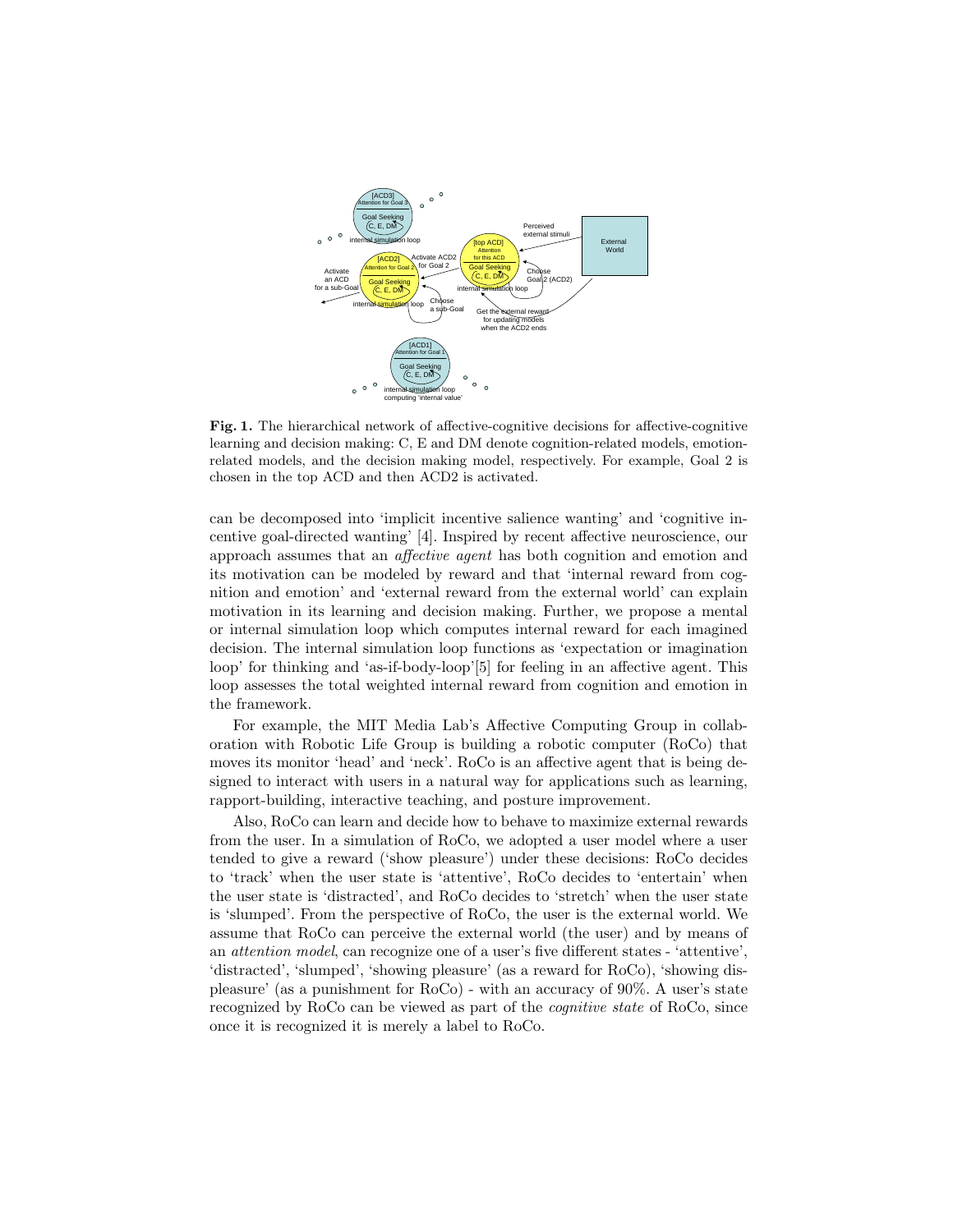[ACD3]
Attention for Goal 3
Goal Seeking
C, E, DM
internal simulation loop

[ACD2]
Attention for Goal 2
Goal Seeking
C, E, DM
internal simulation loop

Activate an ACD for a sub-Goal

Choose a sub-Goal

Activate ACD2 for Goal 2

[top ACD]
Attention for this ACD
Goal Seeking
C, E, DM
internal simulation loop

Choose Goal 2 (ACD2)

Perceived external stimuli

External World

Get the external reward for updating models when the ACD2 ends

[ACD1]
Attention for Goal 1
Goal Seeking
C, E, DM
internal simulation loop computing 'internal value'

**Fig. 1.** The hierarchical network of affective-cognitive decisions for affective-cognitive learning and decision making: C, E and DM denote cognition-related models, emotion-related models, and the decision making model, respectively. For example, Goal 2 is chosen in the top ACD and then ACD2 is activated.

can be decomposed into 'implicit incentive salience wanting' and 'cognitive incentive goal-directed wanting' [4]. Inspired by recent affective neuroscience, our approach assumes that an *affective agent* has both cognition and emotion and its motivation can be modeled by reward and that 'internal reward from cognition and emotion' and 'external reward from the external world' can explain motivation in its learning and decision making. Further, we propose a mental or internal simulation loop which computes internal reward for each imagined decision. The internal simulation loop functions as 'expectation or imagination loop' for thinking and 'as-if-body-loop'[5] for feeling in an affective agent. This loop assesses the total weighted internal reward from cognition and emotion in the framework.

For example, the MIT Media Lab's Affective Computing Group in collaboration with Robotic Life Group is building a robotic computer (RoCo) that moves its monitor 'head' and 'neck'. RoCo is an affective agent that is being designed to interact with users in a natural way for applications such as learning, rapport-building, interactive teaching, and posture improvement.

Also, RoCo can learn and decide how to behave to maximize external rewards from the user. In a simulation of RoCo, we adopted a user model where a user tended to give a reward ('show pleasure') under these decisions: RoCo decides to 'track' when the user state is 'attentive', RoCo decides to 'entertain' when the user state is 'distracted', and RoCo decides to 'stretch' when the user state is 'slumped'. From the perspective of RoCo, the user is the external world. We assume that RoCo can perceive the external world (the user) and by means of an *attention model*, can recognize one of a user's five different states - 'attentive', 'distracted', 'slumped', 'showing pleasure' (as a reward for RoCo), 'showing displeasure' (as a punishment for RoCo) - with an accuracy of 90%. A user's state recognized by RoCo can be viewed as part of the *cognitive state* of RoCo, since once it is recognized it is merely a label to RoCo.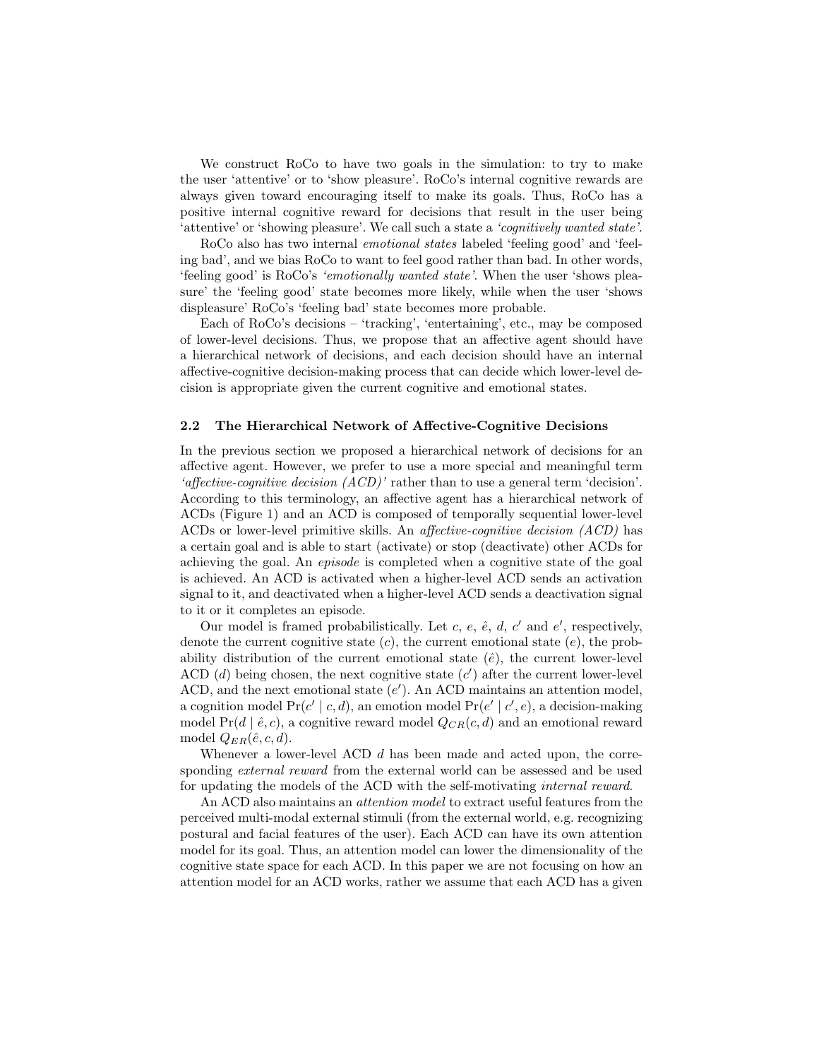We construct RoCo to have two goals in the simulation: to try to make the user 'attentive' or to 'show pleasure'. RoCo's internal cognitive rewards are always given toward encouraging itself to make its goals. Thus, RoCo has a positive internal cognitive reward for decisions that result in the user being 'attentive' or 'showing pleasure'. We call such a state a *'cognitively wanted state'*.

RoCo also has two internal *emotional states* labeled 'feeling good' and 'feeling bad', and we bias RoCo to want to feel good rather than bad. In other words, 'feeling good' is RoCo's *'emotionally wanted state'*. When the user 'shows pleasure' the 'feeling good' state becomes more likely, while when the user 'shows displeasure' RoCo's 'feeling bad' state becomes more probable.

Each of RoCo's decisions – 'tracking', 'entertaining', etc., may be composed of lower-level decisions. Thus, we propose that an affective agent should have a hierarchical network of decisions, and each decision should have an internal affective-cognitive decision-making process that can decide which lower-level decision is appropriate given the current cognitive and emotional states.

### 2.2 The Hierarchical Network of Affective-Cognitive Decisions

In the previous section we proposed a hierarchical network of decisions for an affective agent. However, we prefer to use a more special and meaningful term *'affective-cognitive decision (ACD)'* rather than to use a general term 'decision'. According to this terminology, an affective agent has a hierarchical network of ACDs (Figure 1) and an ACD is composed of temporally sequential lower-level ACDs or lower-level primitive skills. An *affective-cognitive decision (ACD)* has a certain goal and is able to start (activate) or stop (deactivate) other ACDs for achieving the goal. An *episode* is completed when a cognitive state of the goal is achieved. An ACD is activated when a higher-level ACD sends an activation signal to it, and deactivated when a higher-level ACD sends a deactivation signal to it or it completes an episode.

Our model is framed probabilistically. Let $c$, $e$, $\hat{e}$, $d$, $c'$ and $e'$, respectively, denote the current cognitive state ($c$), the current emotional state ($e$), the probability distribution of the current emotional state ($\hat{e}$), the current lower-level ACD ($d$) being chosen, the next cognitive state ($c'$) after the current lower-level ACD, and the next emotional state ($e'$). An ACD maintains an attention model, a cognition model $\Pr(c' \mid c, d)$, an emotion model $\Pr(e' \mid c', e)$, a decision-making model $\Pr(d \mid \hat{e}, c)$, a cognitive reward model $Q_{CR}(c, d)$ and an emotional reward model $Q_{ER}(\hat{e}, c, d)$.

Whenever a lower-level ACD $d$ has been made and acted upon, the corresponding *external reward* from the external world can be assessed and be used for updating the models of the ACD with the self-motivating *internal reward*.

An ACD also maintains an *attention model* to extract useful features from the perceived multi-modal external stimuli (from the external world, e.g. recognizing postural and facial features of the user). Each ACD can have its own attention model for its goal. Thus, an attention model can lower the dimensionality of the cognitive state space for each ACD. In this paper we are not focusing on how an attention model for an ACD works, rather we assume that each ACD has a given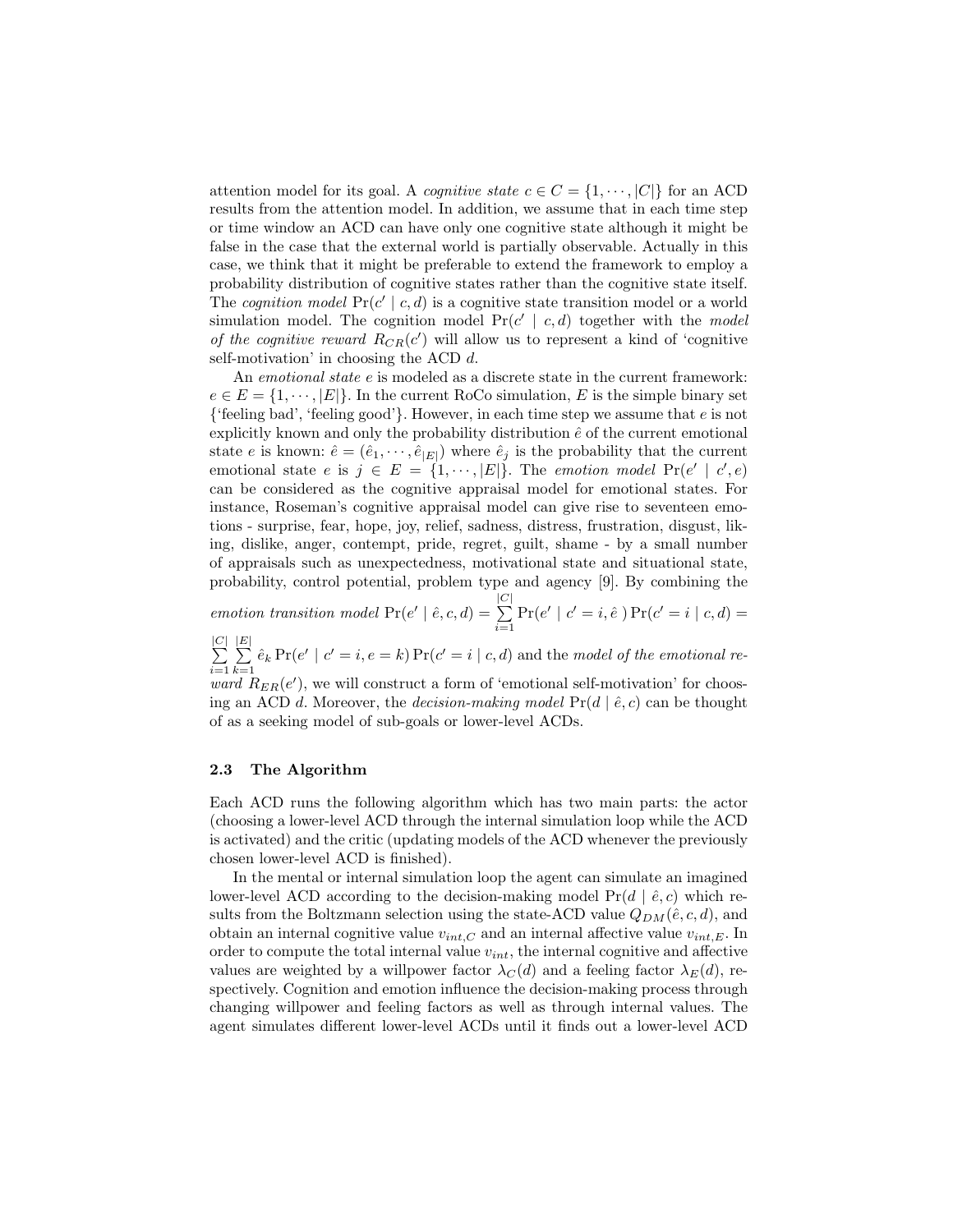attention model for its goal. A *cognitive state* $c \in C = \{1, \cdots, |C|\}$ for an ACD results from the attention model. In addition, we assume that in each time step or time window an ACD can have only one cognitive state although it might be false in the case that the external world is partially observable. Actually in this case, we think that it might be preferable to extend the framework to employ a probability distribution of cognitive states rather than the cognitive state itself. The *cognition model* $\Pr(c' \mid c, d)$ is a cognitive state transition model or a world simulation model. The cognition model $\Pr(c' \mid c, d)$ together with the *model of the cognitive reward* $R_{CR}(c')$ will allow us to represent a kind of 'cognitive self-motivation' in choosing the ACD $d$.

An *emotional state* $e$ is modeled as a discrete state in the current framework: $e \in E = \{1, \cdots, |E|\}$. In the current RoCo simulation, $E$ is the simple binary set {'feeling bad', 'feeling good'}. However, in each time step we assume that $e$ is not explicitly known and only the probability distribution $\hat{e}$ of the current emotional state $e$ is known: $\hat{e} = (\hat{e}_1, \cdots, \hat{e}_{|E|})$ where $\hat{e}_j$ is the probability that the current emotional state $e$ is $j \in E = \{1, \cdots, |E|\}$. The *emotion model* $\Pr(e' \mid c', e)$ can be considered as the cognitive appraisal model for emotional states. For instance, Roseman's cognitive appraisal model can give rise to seventeen emotions - surprise, fear, hope, joy, relief, sadness, distress, frustration, disgust, liking, dislike, anger, contempt, pride, regret, guilt, shame - by a small number of appraisals such as unexpectedness, motivational state and situational state, probability, control potential, problem type and agency [9]. By combining the *emotion transition model* $\Pr(e' \mid \hat{e}, c, d) = \sum_{i=1}^{|C|} \Pr(e' \mid c' = i, \hat{e}\,) \Pr(c' = i \mid c, d) = \sum_{i=1}^{|C|} \sum_{k=1}^{|E|} \hat{e}_k \Pr(e' \mid c' = i, e = k) \Pr(c' = i \mid c, d)$ and the *model of the emotional reward* $R_{ER}(e')$, we will construct a form of 'emotional self-motivation' for choosing an ACD $d$. Moreover, the *decision-making model* $\Pr(d \mid \hat{e}, c)$ can be thought of as a seeking model of sub-goals or lower-level ACDs.

### 2.3 The Algorithm

Each ACD runs the following algorithm which has two main parts: the actor (choosing a lower-level ACD through the internal simulation loop while the ACD is activated) and the critic (updating models of the ACD whenever the previously chosen lower-level ACD is finished).

In the mental or internal simulation loop the agent can simulate an imagined lower-level ACD according to the decision-making model $\Pr(d \mid \hat{e}, c)$ which results from the Boltzmann selection using the state-ACD value $Q_{DM}(\hat{e}, c, d)$, and obtain an internal cognitive value $v_{int,C}$ and an internal affective value $v_{int,E}$. In order to compute the total internal value $v_{int}$, the internal cognitive and affective values are weighted by a willpower factor $\lambda_C(d)$ and a feeling factor $\lambda_E(d)$, respectively. Cognition and emotion influence the decision-making process through changing willpower and feeling factors as well as through internal values. The agent simulates different lower-level ACDs until it finds out a lower-level ACD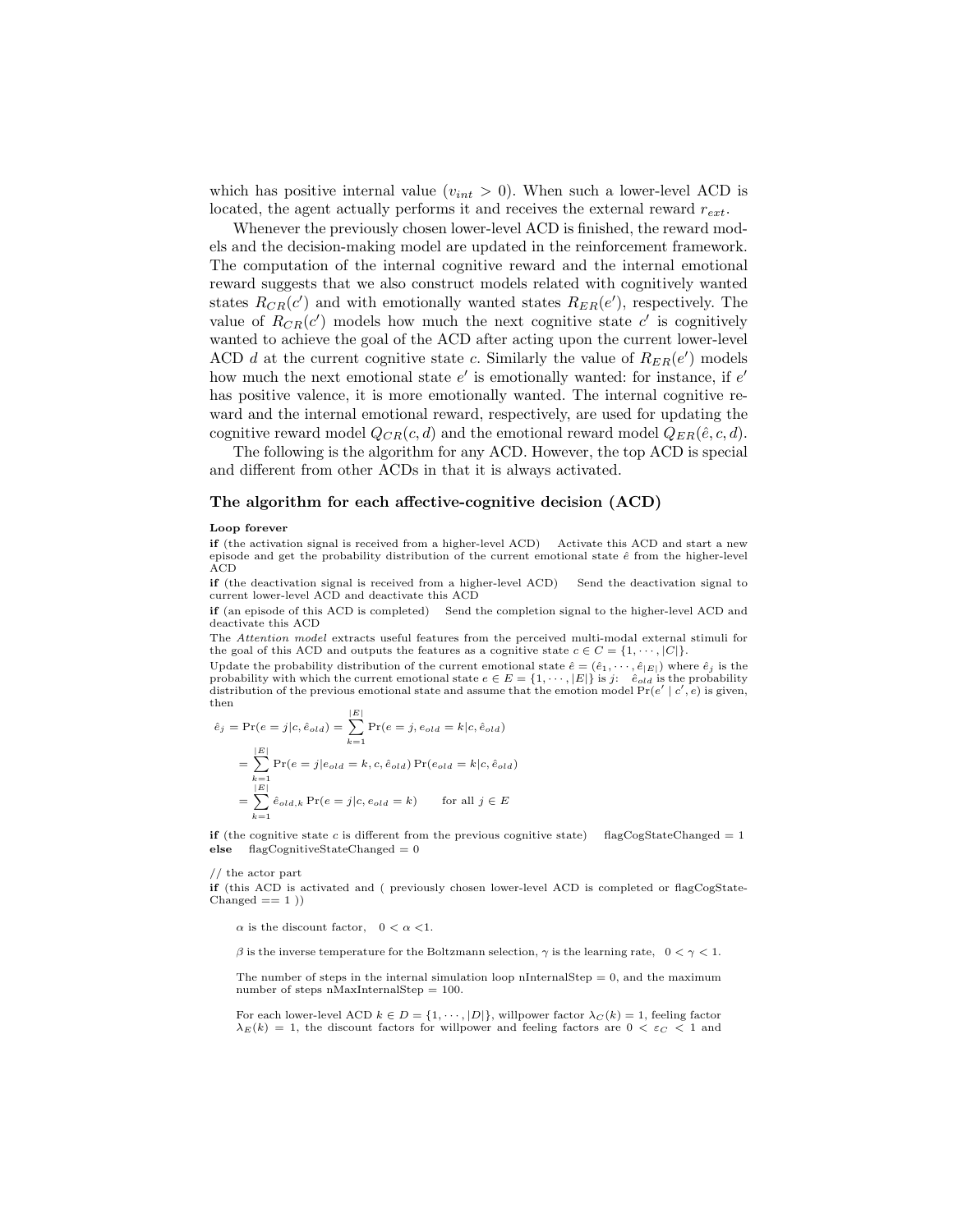which has positive internal value ($v_{int} > 0$). When such a lower-level ACD is located, the agent actually performs it and receives the external reward $r_{ext}$.

Whenever the previously chosen lower-level ACD is finished, the reward models and the decision-making model are updated in the reinforcement framework. The computation of the internal cognitive reward and the internal emotional reward suggests that we also construct models related with cognitively wanted states $R_{CR}(c')$ and with emotionally wanted states $R_{ER}(e')$, respectively. The value of $R_{CR}(c')$ models how much the next cognitive state $c'$ is cognitively wanted to achieve the goal of the ACD after acting upon the current lower-level ACD $d$ at the current cognitive state $c$. Similarly the value of $R_{ER}(e')$ models how much the next emotional state $e'$ is emotionally wanted: for instance, if $e'$ has positive valence, it is more emotionally wanted. The internal cognitive reward and the internal emotional reward, respectively, are used for updating the cognitive reward model $Q_{CR}(c, d)$ and the emotional reward model $Q_{ER}(\hat{e}, c, d)$.

The following is the algorithm for any ACD. However, the top ACD is special and different from other ACDs in that it is always activated.

### The algorithm for each affective-cognitive decision (ACD)

**Loop forever**

**if** (the activation signal is received from a higher-level ACD) Activate this ACD and start a new episode and get the probability distribution of the current emotional state $\hat{e}$ from the higher-level ACD

**if** (the deactivation signal is received from a higher-level ACD) Send the deactivation signal to current lower-level ACD and deactivate this ACD

**if** (an episode of this ACD is completed) Send the completion signal to the higher-level ACD and deactivate this ACD

The *Attention model* extracts useful features from the perceived multi-modal external stimuli for the goal of this ACD and outputs the features as a cognitive state $c \in C = \{1, \cdots, |C|\}$.

Update the probability distribution of the current emotional state $\hat{e} = (\hat{e}_1, \cdots, \hat{e}_{|E|})$ where $\hat{e}_j$ is the probability with which the current emotional state $e \in E = \{1, \cdots, |E|\}$ is $j$: $\hat{e}_{old}$ is the probability distribution of the previous emotional state and assume that the emotion model $\Pr(e' \mid c', e)$ is given, then

$$
\begin{aligned}
\hat{e}_j = \Pr(e = j|c, \hat{e}_{old}) &= \sum_{k=1}^{|E|} \Pr(e = j, e_{old} = k|c, \hat{e}_{old}) \\
&= \sum_{k=1}^{|E|} \Pr(e = j|e_{old} = k, c, \hat{e}_{old}) \Pr(e_{old} = k|c, \hat{e}_{old}) \\
&= \sum_{k=1}^{|E|} \hat{e}_{old,k} \Pr(e = j|c, e_{old} = k) \qquad \text{for all } j \in E
\end{aligned}
$$

**if** (the cognitive state $c$ is different from the previous cognitive state) flagCogStateChanged = 1
**else** flagCognitiveStateChanged = 0

// the actor part
**if** (this ACD is activated and ( previously chosen lower-level ACD is completed or flagCogStateChanged == 1 ))

$\alpha$ is the discount factor, $0 < \alpha < 1$.

$\beta$ is the inverse temperature for the Boltzmann selection, $\gamma$ is the learning rate, $0 < \gamma < 1$.

The number of steps in the internal simulation loop nInternalStep = 0, and the maximum number of steps nMaxInternalStep = 100.

For each lower-level ACD $k \in D = \{1, \cdots, |D|\}$, willpower factor $\lambda_C(k) = 1$, feeling factor $\lambda_E(k) = 1$, the discount factors for willpower and feeling factors are $0 < \varepsilon_C < 1$ and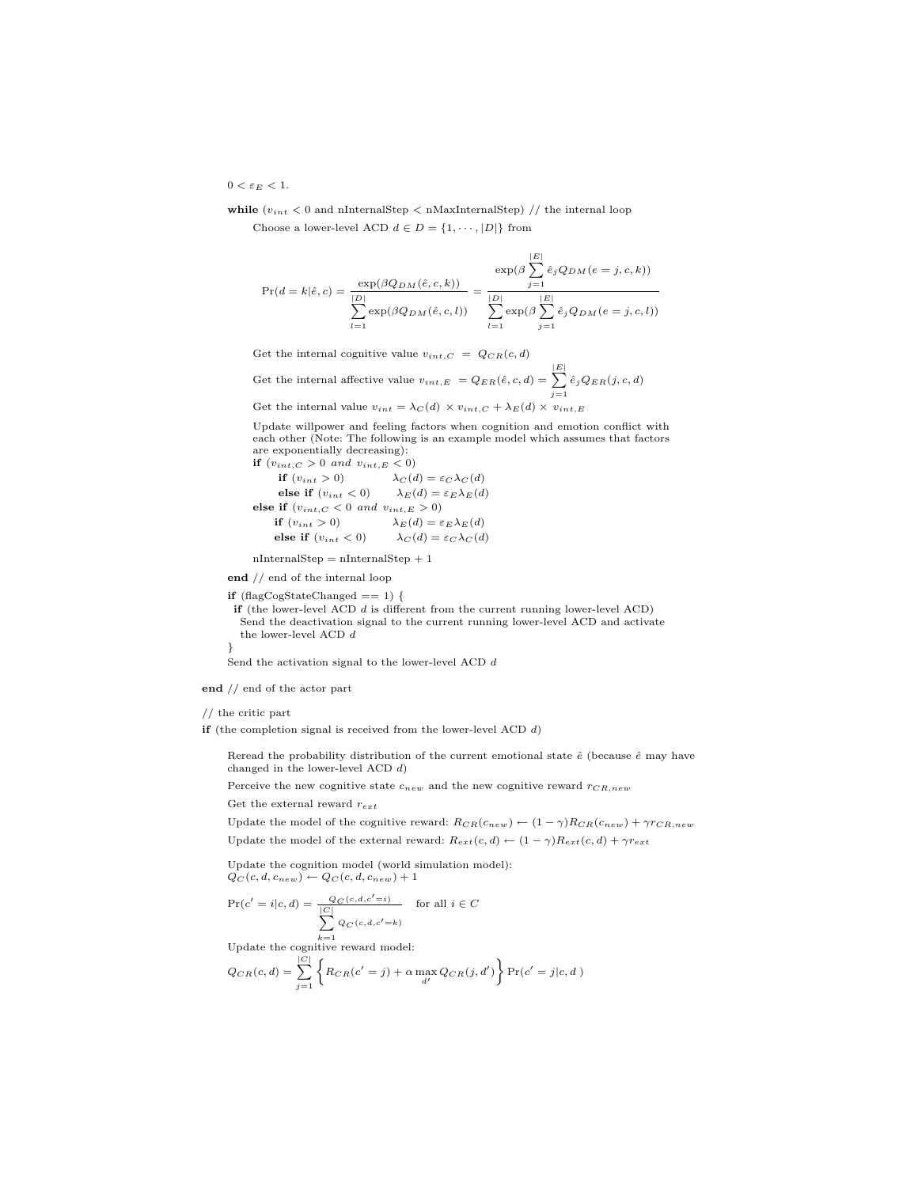$0 < \varepsilon_E < 1$.

**while** ($v_{int} < 0$ and nInternalStep < nMaxInternalStep) // the internal loop

Choose a lower-level ACD $d \in D = \{1, \cdots, |D|\}$ from

$$\Pr(d = k|\hat{e}, c) = \frac{\exp(\beta Q_{DM}(\hat{e}, c, k))}{\sum_{l=1}^{|D|} \exp(\beta Q_{DM}(\hat{e}, c, l))} = \frac{\exp(\beta \sum_{j=1}^{|E|} \hat{e}_j Q_{DM}(e = j, c, k))}{\sum_{l=1}^{|D|} \exp(\beta \sum_{j=1}^{|E|} \hat{e}_j Q_{DM}(e = j, c, l))}$$

Get the internal cognitive value $v_{int,C} = Q_{CR}(c, d)$

Get the internal affective value $v_{int,E} = Q_{ER}(\hat{e}, c, d) = \sum_{j=1}^{|E|} \hat{e}_j Q_{ER}(j, c, d)$

Get the internal value $v_{int} = \lambda_C(d) \times v_{int,C} + \lambda_E(d) \times v_{int,E}$

Update willpower and feeling factors when cognition and emotion conflict with each other (Note: The following is an example model which assumes that factors are exponentially decreasing):

**if** ($v_{int,C} > 0$ *and* $v_{int,E} < 0$)
  **if** ($v_{int} > 0$)   $\lambda_C(d) = \varepsilon_C \lambda_C(d)$
  **else if** ($v_{int} < 0$)   $\lambda_E(d) = \varepsilon_E \lambda_E(d)$
**else if** ($v_{int,C} < 0$ *and* $v_{int,E} > 0$)
  **if** ($v_{int} > 0$)   $\lambda_E(d) = \varepsilon_E \lambda_E(d)$
  **else if** ($v_{int} < 0$)   $\lambda_C(d) = \varepsilon_C \lambda_C(d)$

nInternalStep = nInternalStep + 1

**end** // end of the internal loop

**if** (flagCogStateChanged == 1) {
 **if** (the lower-level ACD $d$ is different from the current running lower-level ACD)
  Send the deactivation signal to the current running lower-level ACD and activate the lower-level ACD $d$
}

Send the activation signal to the lower-level ACD $d$

**end** // end of the actor part

// the critic part

**if** (the completion signal is received from the lower-level ACD $d$)

Reread the probability distribution of the current emotional state $\hat{e}$ (because $\hat{e}$ may have changed in the lower-level ACD $d$)

Perceive the new cognitive state $c_{new}$ and the new cognitive reward $r_{CR,new}$

Get the external reward $r_{ext}$

Update the model of the cognitive reward: $R_{CR}(c_{new}) \leftarrow (1 - \gamma) R_{CR}(c_{new}) + \gamma r_{CR,new}$

Update the model of the external reward: $R_{ext}(c, d) \leftarrow (1 - \gamma) R_{ext}(c, d) + \gamma r_{ext}$

Update the cognition model (world simulation model):
$Q_C(c, d, c_{new}) \leftarrow Q_C(c, d, c_{new}) + 1$

$$\Pr(c' = i|c, d) = \frac{Q_C(c, d, c' = i)}{\sum_{k=1}^{|C|} Q_C(c, d, c' = k)} \quad \text{for all } i \in C$$

Update the cognitive reward model:

$$Q_{CR}(c, d) = \sum_{j=1}^{|C|} \left\{ R_{CR}(c' = j) + \alpha \max_{d'} Q_{CR}(j, d') \right\} \Pr(c' = j|c, d\ )$$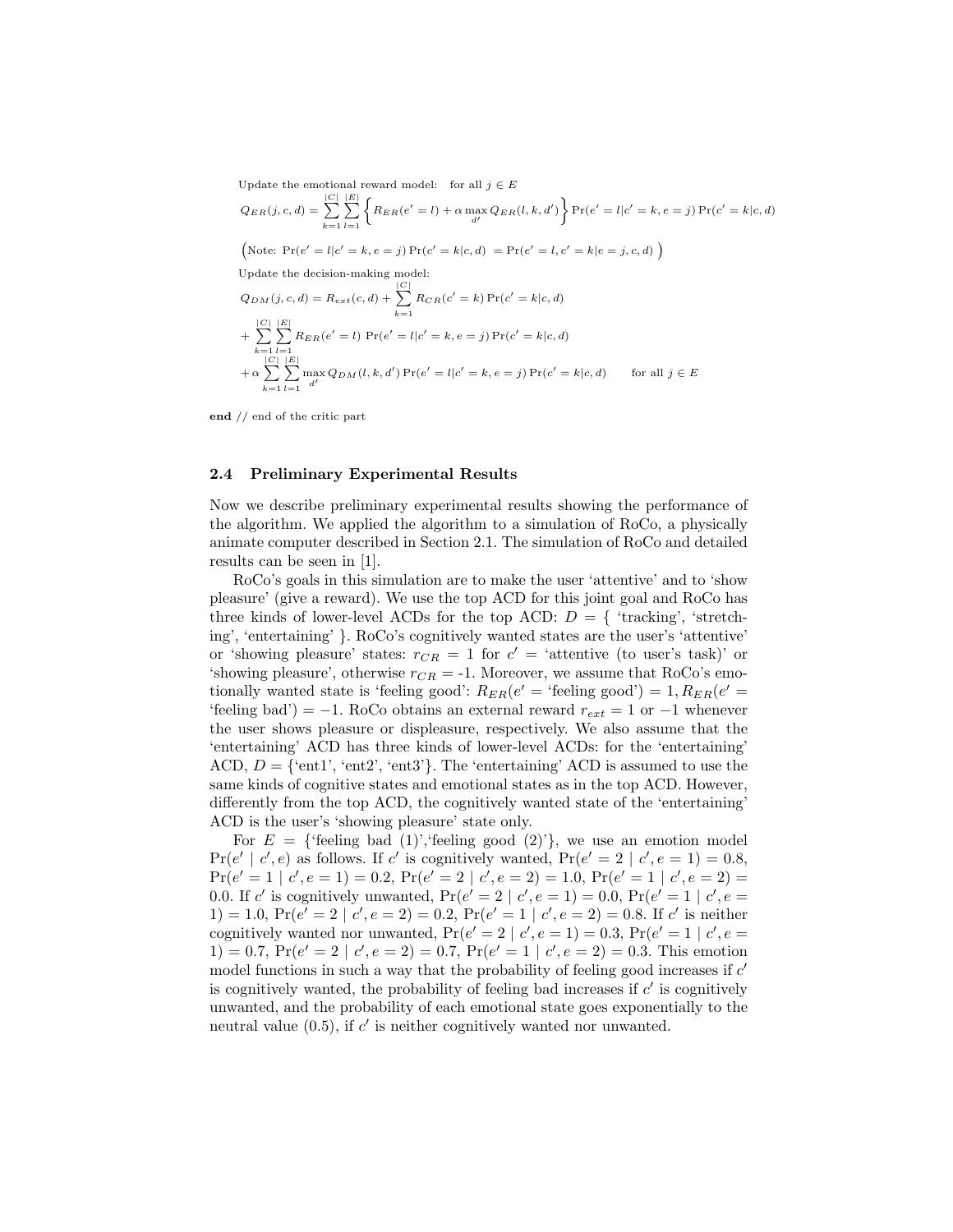Update the emotional reward model: for all $j \in E$

$$Q_{ER}(j,c,d) = \sum_{k=1}^{|C|} \sum_{l=1}^{|E|} \left\{ R_{ER}(e'=l) + \alpha \max_{d'} Q_{ER}(l,k,d') \right\} \Pr(e'=l|c'=k, e=j) \Pr(c'=k|c,d)$$

$\Big($Note: $\Pr(e'=l|c'=k,e=j)\Pr(c'=k|c,d) = \Pr(e'=l, c'=k|e=j,c,d)$ $\Big)$

Update the decision-making model:

$$Q_{DM}(j,c,d) = R_{ext}(c,d) + \sum_{k=1}^{|C|} R_{CR}(c'=k) \Pr(c'=k|c,d)$$

$$+ \sum_{k=1}^{|C|} \sum_{l=1}^{|E|} R_{ER}(e'=l) \Pr(e'=l|c'=k,e=j) \Pr(c'=k|c,d)$$

$$+ \alpha \sum_{k=1}^{|C|} \sum_{l=1}^{|E|} \max_{d'} Q_{DM}(l,k,d') \Pr(e'=l|c'=k,e=j) \Pr(c'=k|c,d) \qquad \text{for all } j \in E$$

**end** // end of the critic part

### 2.4 Preliminary Experimental Results

Now we describe preliminary experimental results showing the performance of the algorithm. We applied the algorithm to a simulation of RoCo, a physically animate computer described in Section 2.1. The simulation of RoCo and detailed results can be seen in [1].

RoCo's goals in this simulation are to make the user 'attentive' and to 'show pleasure' (give a reward). We use the top ACD for this joint goal and RoCo has three kinds of lower-level ACDs for the top ACD: $D$ = { 'tracking', 'stretching', 'entertaining' }. RoCo's cognitively wanted states are the user's 'attentive' or 'showing pleasure' states: $r_{CR}$ = 1 for $c'$ = 'attentive (to user's task)' or 'showing pleasure', otherwise $r_{CR}$ = -1. Moreover, we assume that RoCo's emotionally wanted state is 'feeling good': $R_{ER}(e'$ = 'feeling good') = 1, $R_{ER}(e'$ = 'feeling bad') = $-1$. RoCo obtains an external reward $r_{ext} = 1$ or $-1$ whenever the user shows pleasure or displeasure, respectively. We also assume that the 'entertaining' ACD has three kinds of lower-level ACDs: for the 'entertaining' ACD, $D$ = {'ent1', 'ent2', 'ent3'}. The 'entertaining' ACD is assumed to use the same kinds of cognitive states and emotional states as in the top ACD. However, differently from the top ACD, the cognitively wanted state of the 'entertaining' ACD is the user's 'showing pleasure' state only.

For $E$ = {'feeling bad (1)','feeling good (2)'}, we use an emotion model $\Pr(e' \mid c', e)$ as follows. If $c'$ is cognitively wanted, $\Pr(e'=2 \mid c', e=1) = 0.8$, $\Pr(e'=1 \mid c', e=1) = 0.2$, $\Pr(e'=2 \mid c', e=2) = 1.0$, $\Pr(e'=1 \mid c', e=2) = 0.0$. If $c'$ is cognitively unwanted, $\Pr(e'=2 \mid c', e=1) = 0.0$, $\Pr(e'=1 \mid c', e=1) = 1.0$, $\Pr(e'=2 \mid c', e=2) = 0.2$, $\Pr(e'=1 \mid c', e=2) = 0.8$. If $c'$ is neither cognitively wanted nor unwanted, $\Pr(e'=2 \mid c', e=1) = 0.3$, $\Pr(e'=1 \mid c', e=1) = 0.7$, $\Pr(e'=2 \mid c', e=2) = 0.7$, $\Pr(e'=1 \mid c', e=2) = 0.3$. This emotion model functions in such a way that the probability of feeling good increases if $c'$ is cognitively wanted, the probability of feeling bad increases if $c'$ is cognitively unwanted, and the probability of each emotional state goes exponentially to the neutral value (0.5), if $c'$ is neither cognitively wanted nor unwanted.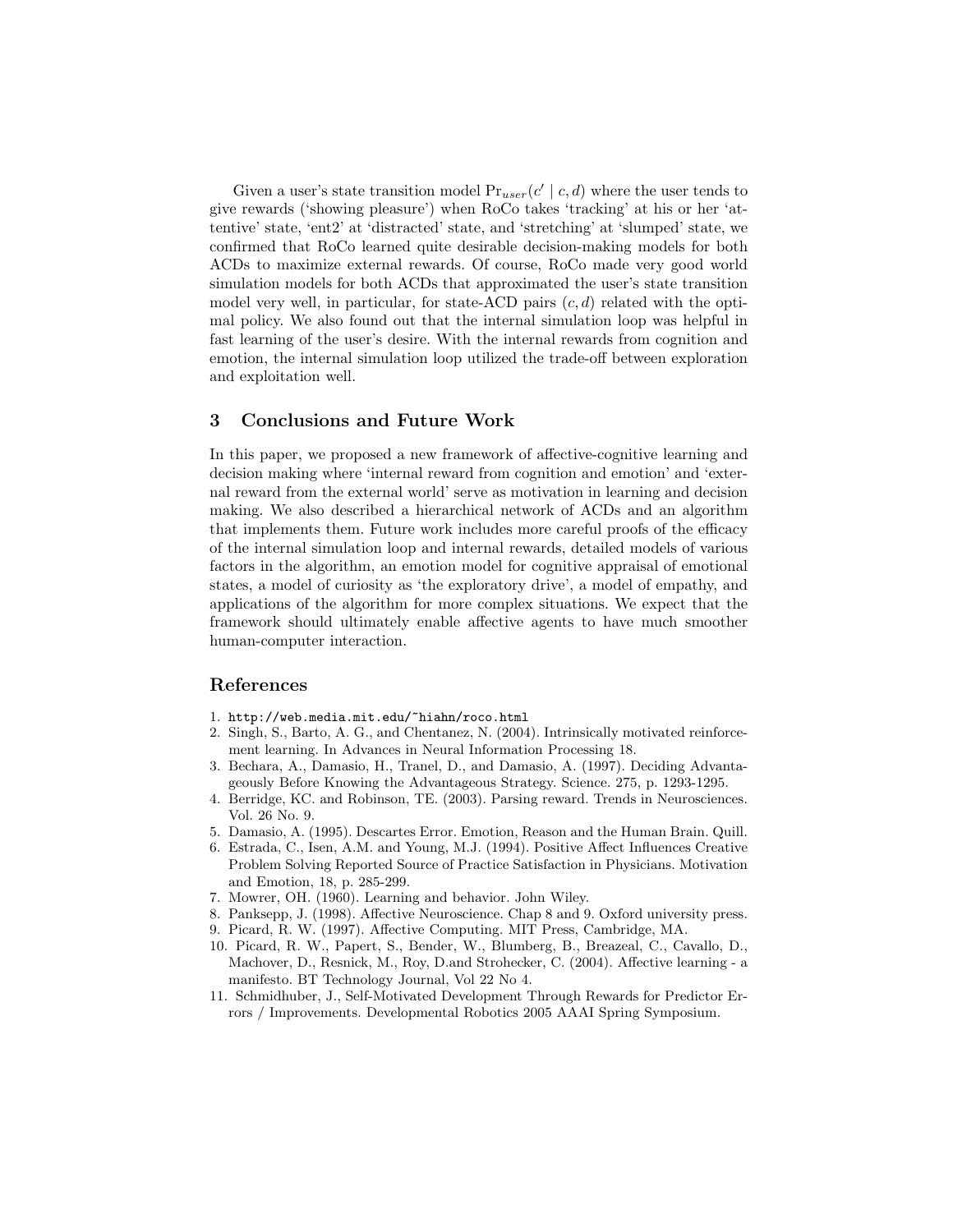Given a user's state transition model $\Pr_{user}(c' \mid c, d)$ where the user tends to give rewards ('showing pleasure') when RoCo takes 'tracking' at his or her 'attentive' state, 'ent2' at 'distracted' state, and 'stretching' at 'slumped' state, we confirmed that RoCo learned quite desirable decision-making models for both ACDs to maximize external rewards. Of course, RoCo made very good world simulation models for both ACDs that approximated the user's state transition model very well, in particular, for state-ACD pairs $(c, d)$ related with the optimal policy. We also found out that the internal simulation loop was helpful in fast learning of the user's desire. With the internal rewards from cognition and emotion, the internal simulation loop utilized the trade-off between exploration and exploitation well.

## 3 Conclusions and Future Work

In this paper, we proposed a new framework of affective-cognitive learning and decision making where 'internal reward from cognition and emotion' and 'external reward from the external world' serve as motivation in learning and decision making. We also described a hierarchical network of ACDs and an algorithm that implements them. Future work includes more careful proofs of the efficacy of the internal simulation loop and internal rewards, detailed models of various factors in the algorithm, an emotion model for cognitive appraisal of emotional states, a model of curiosity as 'the exploratory drive', a model of empathy, and applications of the algorithm for more complex situations. We expect that the framework should ultimately enable affective agents to have much smoother human-computer interaction.

## References

1. http://web.media.mit.edu/~hiahn/roco.html
2. Singh, S., Barto, A. G., and Chentanez, N. (2004). Intrinsically motivated reinforcement learning. In Advances in Neural Information Processing 18.
3. Bechara, A., Damasio, H., Tranel, D., and Damasio, A. (1997). Deciding Advantageously Before Knowing the Advantageous Strategy. Science. 275, p. 1293-1295.
4. Berridge, KC. and Robinson, TE. (2003). Parsing reward. Trends in Neurosciences. Vol. 26 No. 9.
5. Damasio, A. (1995). Descartes Error. Emotion, Reason and the Human Brain. Quill.
6. Estrada, C., Isen, A.M. and Young, M.J. (1994). Positive Affect Influences Creative Problem Solving Reported Source of Practice Satisfaction in Physicians. Motivation and Emotion, 18, p. 285-299.
7. Mowrer, OH. (1960). Learning and behavior. John Wiley.
8. Panksepp, J. (1998). Affective Neuroscience. Chap 8 and 9. Oxford university press.
9. Picard, R. W. (1997). Affective Computing. MIT Press, Cambridge, MA.
10. Picard, R. W., Papert, S., Bender, W., Blumberg, B., Breazeal, C., Cavallo, D., Machover, D., Resnick, M., Roy, D.and Strohecker, C. (2004). Affective learning - a manifesto. BT Technology Journal, Vol 22 No 4.
11. Schmidhuber, J., Self-Motivated Development Through Rewards for Predictor Errors / Improvements. Developmental Robotics 2005 AAAI Spring Symposium.